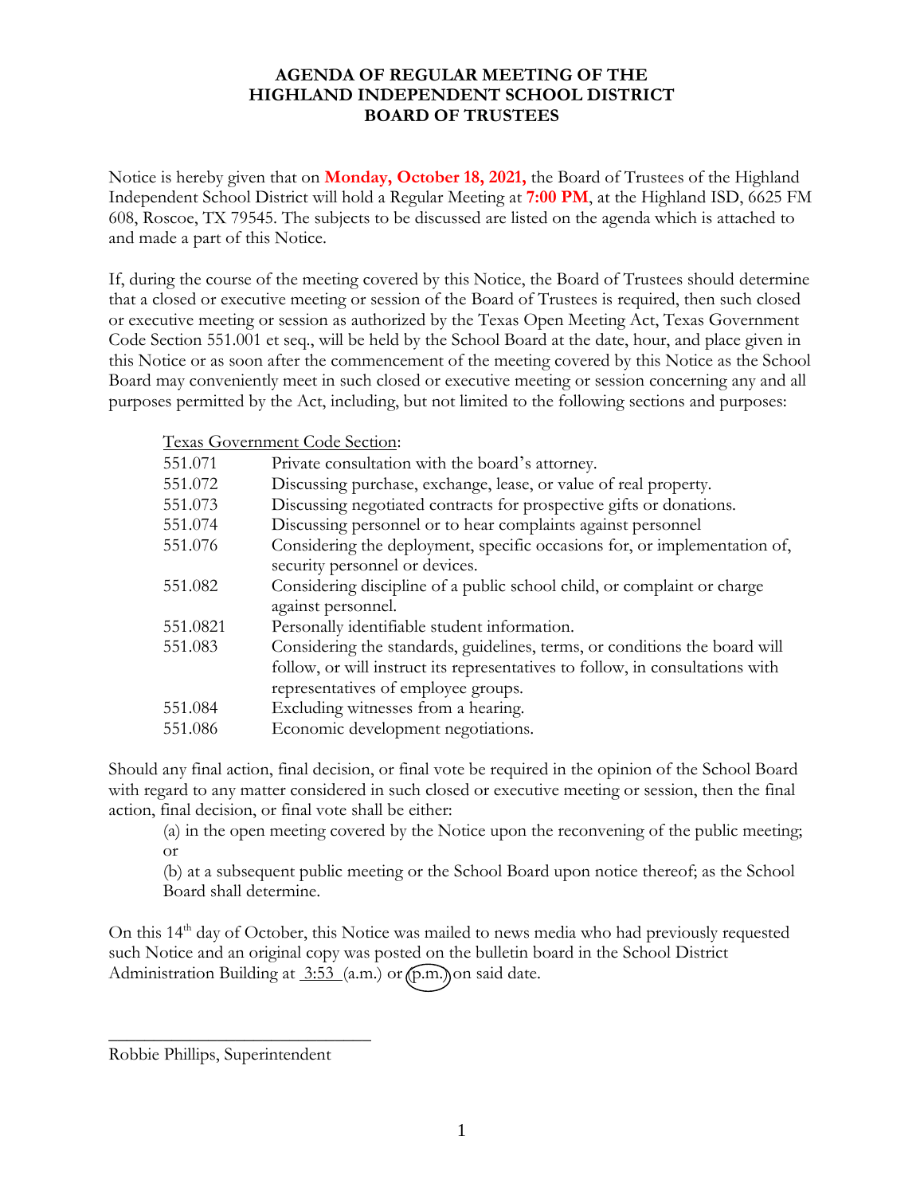# AGENDA OF REGULAR MEETING OF THE HIGHLAND INDEPENDENT SCHOOL DISTRICT BOARD OF TRUSTEES

Notice is hereby given that on **Monday, October 18, 2021,** the Board of Trustees of the Highland Independent School District will hold a Regular Meeting at **7:00 PM**, at the Highland ISD, 6625 FM 608, Roscoe, TX 79545. The subjects to be discussed are listed on the agenda which is attached to and made a part of this Notice.

If, during the course of the meeting covered by this Notice, the Board of Trustees should determine that a closed or executive meeting or session of the Board of Trustees is required, then such closed or executive meeting or session as authorized by the Texas Open Meeting Act, Texas Government Code Section 551.001 et seq., will be held by the School Board at the date, hour, and place given in this Notice or as soon after the commencement of the meeting covered by this Notice as the School Board may conveniently meet in such closed or executive meeting or session concerning any and all purposes permitted by the Act, including, but not limited to the following sections and purposes:

Texas Government Code Section:

| | |
|---|---|
| 551.071 | Private consultation with the board's attorney. |
| 551.072 | Discussing purchase, exchange, lease, or value of real property. |
| 551.073 | Discussing negotiated contracts for prospective gifts or donations. |
| 551.074 | Discussing personnel or to hear complaints against personnel |
| 551.076 | Considering the deployment, specific occasions for, or implementation of, security personnel or devices. |
| 551.082 | Considering discipline of a public school child, or complaint or charge against personnel. |
| 551.0821 | Personally identifiable student information. |
| 551.083 | Considering the standards, guidelines, terms, or conditions the board will follow, or will instruct its representatives to follow, in consultations with representatives of employee groups. |
| 551.084 | Excluding witnesses from a hearing. |
| 551.086 | Economic development negotiations. |

Should any final action, final decision, or final vote be required in the opinion of the School Board with regard to any matter considered in such closed or executive meeting or session, then the final action, final decision, or final vote shall be either:

(a) in the open meeting covered by the Notice upon the reconvening of the public meeting; or

(b) at a subsequent public meeting or the School Board upon notice thereof; as the School Board shall determine.

On this 14th day of October, this Notice was mailed to news media who had previously requested such Notice and an original copy was posted on the bulletin board in the School District Administration Building at 3:53 (a.m.) or (p.m.) [circled] on said date.

\_\_\_\_\_\_\_\_\_\_\_\_\_\_\_\_\_\_\_\_\_\_\_\_\_\_\_\_\_\_

Robbie Phillips, Superintendent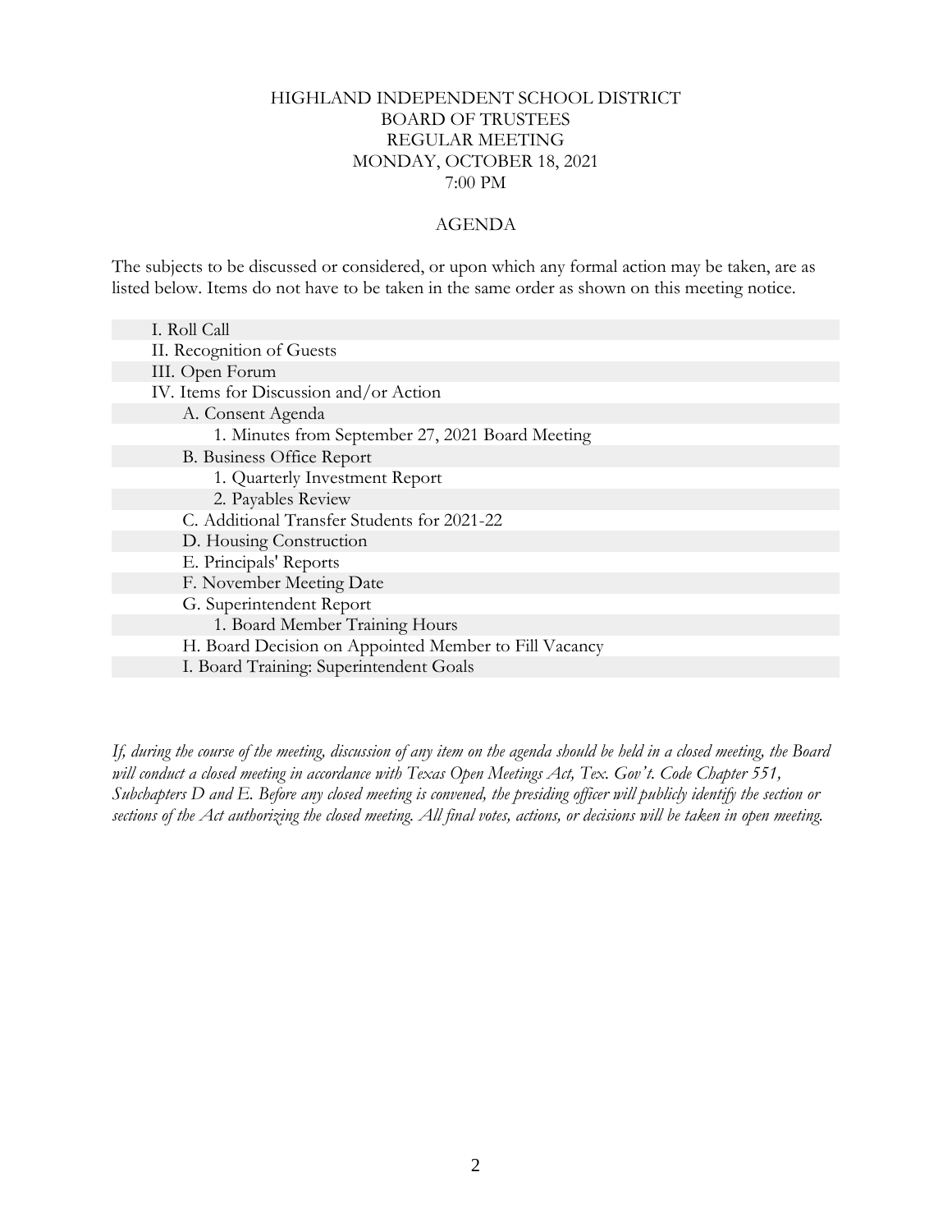# HIGHLAND INDEPENDENT SCHOOL DISTRICT
## BOARD OF TRUSTEES
## REGULAR MEETING
## MONDAY, OCTOBER 18, 2021
## 7:00 PM

## AGENDA

The subjects to be discussed or considered, or upon which any formal action may be taken, are as listed below. Items do not have to be taken in the same order as shown on this meeting notice.

- I. Roll Call
- II. Recognition of Guests
- III. Open Forum
- IV. Items for Discussion and/or Action
  - A. Consent Agenda
    - 1. Minutes from September 27, 2021 Board Meeting
  - B. Business Office Report
    - 1. Quarterly Investment Report
    - 2. Payables Review
  - C. Additional Transfer Students for 2021-22
  - D. Housing Construction
  - E. Principals' Reports
  - F. November Meeting Date
  - G. Superintendent Report
    - 1. Board Member Training Hours
  - H. Board Decision on Appointed Member to Fill Vacancy
  - I. Board Training: Superintendent Goals

*If, during the course of the meeting, discussion of any item on the agenda should be held in a closed meeting, the Board will conduct a closed meeting in accordance with Texas Open Meetings Act, Tex. Gov't. Code Chapter 551, Subchapters D and E. Before any closed meeting is convened, the presiding officer will publicly identify the section or sections of the Act authorizing the closed meeting. All final votes, actions, or decisions will be taken in open meeting.*